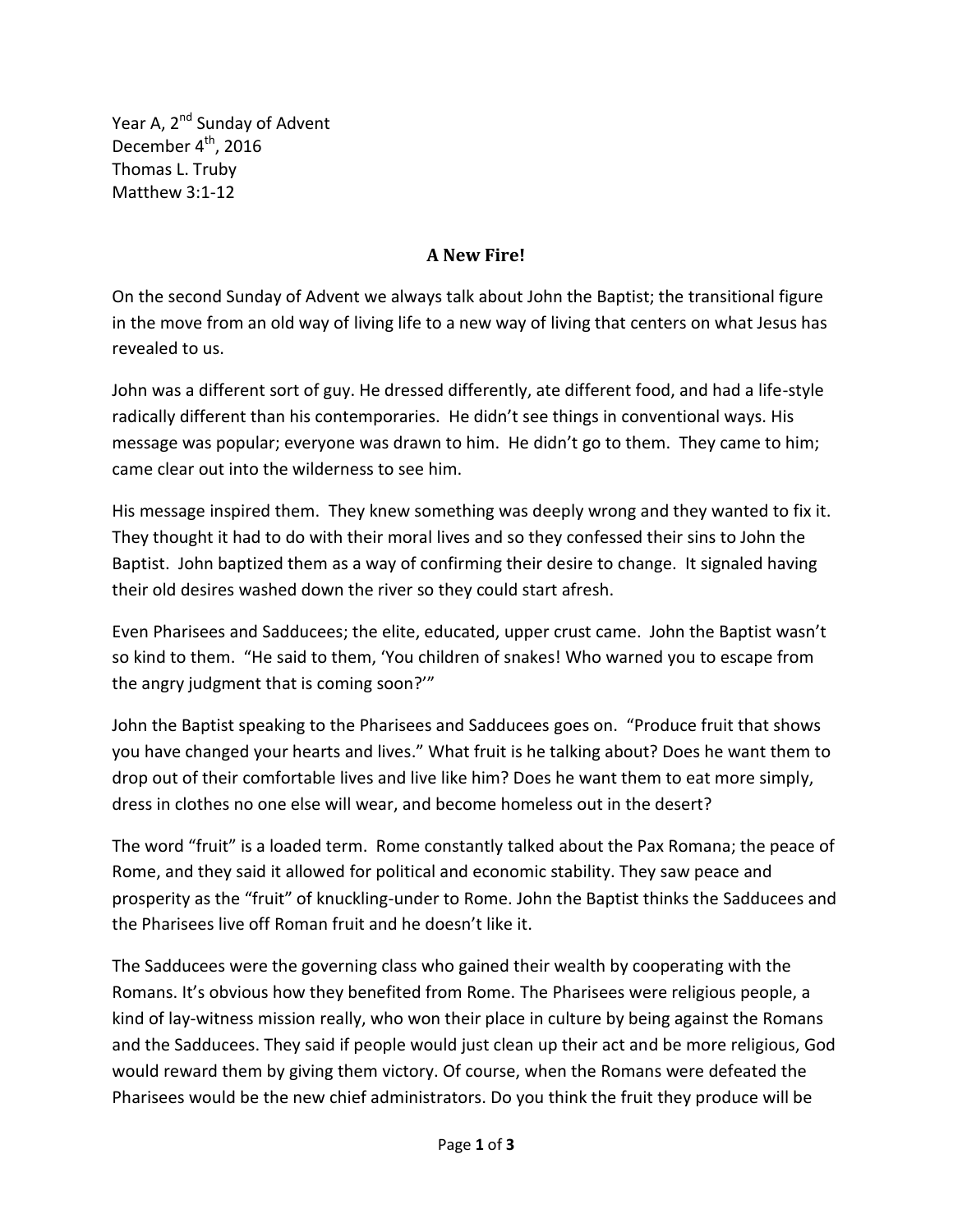Year A, 2nd Sunday of Advent
December 4th, 2016
Thomas L. Truby
Matthew 3:1-12

## A New Fire!

On the second Sunday of Advent we always talk about John the Baptist; the transitional figure in the move from an old way of living life to a new way of living that centers on what Jesus has revealed to us.

John was a different sort of guy. He dressed differently, ate different food, and had a life-style radically different than his contemporaries. He didn't see things in conventional ways. His message was popular; everyone was drawn to him. He didn't go to them. They came to him; came clear out into the wilderness to see him.

His message inspired them. They knew something was deeply wrong and they wanted to fix it. They thought it had to do with their moral lives and so they confessed their sins to John the Baptist. John baptized them as a way of confirming their desire to change. It signaled having their old desires washed down the river so they could start afresh.

Even Pharisees and Sadducees; the elite, educated, upper crust came. John the Baptist wasn't so kind to them. "He said to them, 'You children of snakes! Who warned you to escape from the angry judgment that is coming soon?'"

John the Baptist speaking to the Pharisees and Sadducees goes on. "Produce fruit that shows you have changed your hearts and lives." What fruit is he talking about? Does he want them to drop out of their comfortable lives and live like him? Does he want them to eat more simply, dress in clothes no one else will wear, and become homeless out in the desert?

The word "fruit" is a loaded term. Rome constantly talked about the Pax Romana; the peace of Rome, and they said it allowed for political and economic stability. They saw peace and prosperity as the "fruit" of knuckling-under to Rome. John the Baptist thinks the Sadducees and the Pharisees live off Roman fruit and he doesn't like it.

The Sadducees were the governing class who gained their wealth by cooperating with the Romans. It's obvious how they benefited from Rome. The Pharisees were religious people, a kind of lay-witness mission really, who won their place in culture by being against the Romans and the Sadducees. They said if people would just clean up their act and be more religious, God would reward them by giving them victory. Of course, when the Romans were defeated the Pharisees would be the new chief administrators. Do you think the fruit they produce will be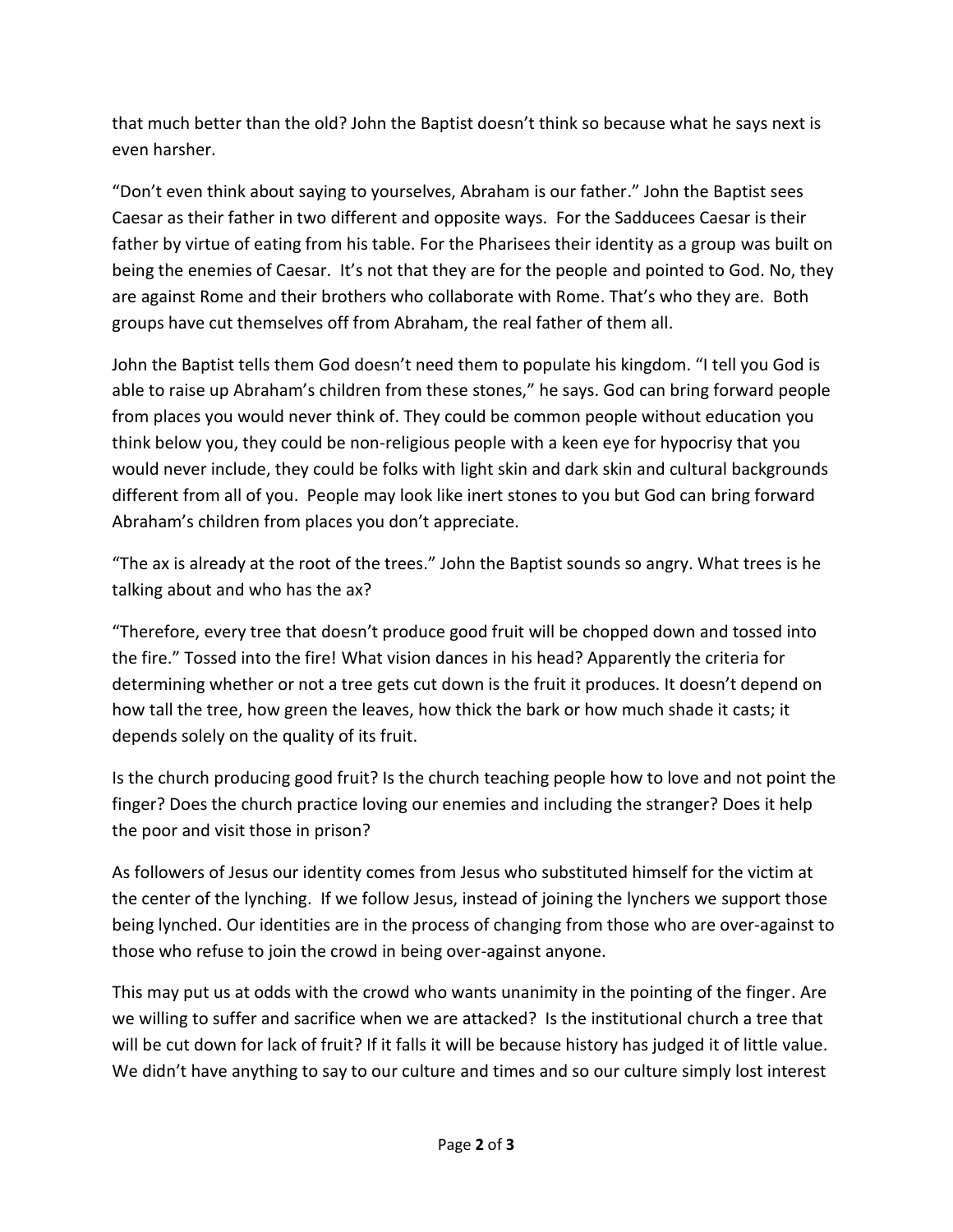that much better than the old? John the Baptist doesn't think so because what he says next is even harsher.

"Don't even think about saying to yourselves, Abraham is our father." John the Baptist sees Caesar as their father in two different and opposite ways. For the Sadducees Caesar is their father by virtue of eating from his table. For the Pharisees their identity as a group was built on being the enemies of Caesar. It's not that they are for the people and pointed to God. No, they are against Rome and their brothers who collaborate with Rome. That's who they are. Both groups have cut themselves off from Abraham, the real father of them all.

John the Baptist tells them God doesn't need them to populate his kingdom. "I tell you God is able to raise up Abraham's children from these stones," he says. God can bring forward people from places you would never think of. They could be common people without education you think below you, they could be non-religious people with a keen eye for hypocrisy that you would never include, they could be folks with light skin and dark skin and cultural backgrounds different from all of you. People may look like inert stones to you but God can bring forward Abraham's children from places you don't appreciate.

"The ax is already at the root of the trees." John the Baptist sounds so angry. What trees is he talking about and who has the ax?

"Therefore, every tree that doesn't produce good fruit will be chopped down and tossed into the fire." Tossed into the fire! What vision dances in his head? Apparently the criteria for determining whether or not a tree gets cut down is the fruit it produces. It doesn't depend on how tall the tree, how green the leaves, how thick the bark or how much shade it casts; it depends solely on the quality of its fruit.

Is the church producing good fruit? Is the church teaching people how to love and not point the finger? Does the church practice loving our enemies and including the stranger? Does it help the poor and visit those in prison?

As followers of Jesus our identity comes from Jesus who substituted himself for the victim at the center of the lynching. If we follow Jesus, instead of joining the lynchers we support those being lynched. Our identities are in the process of changing from those who are over-against to those who refuse to join the crowd in being over-against anyone.

This may put us at odds with the crowd who wants unanimity in the pointing of the finger. Are we willing to suffer and sacrifice when we are attacked? Is the institutional church a tree that will be cut down for lack of fruit? If it falls it will be because history has judged it of little value. We didn't have anything to say to our culture and times and so our culture simply lost interest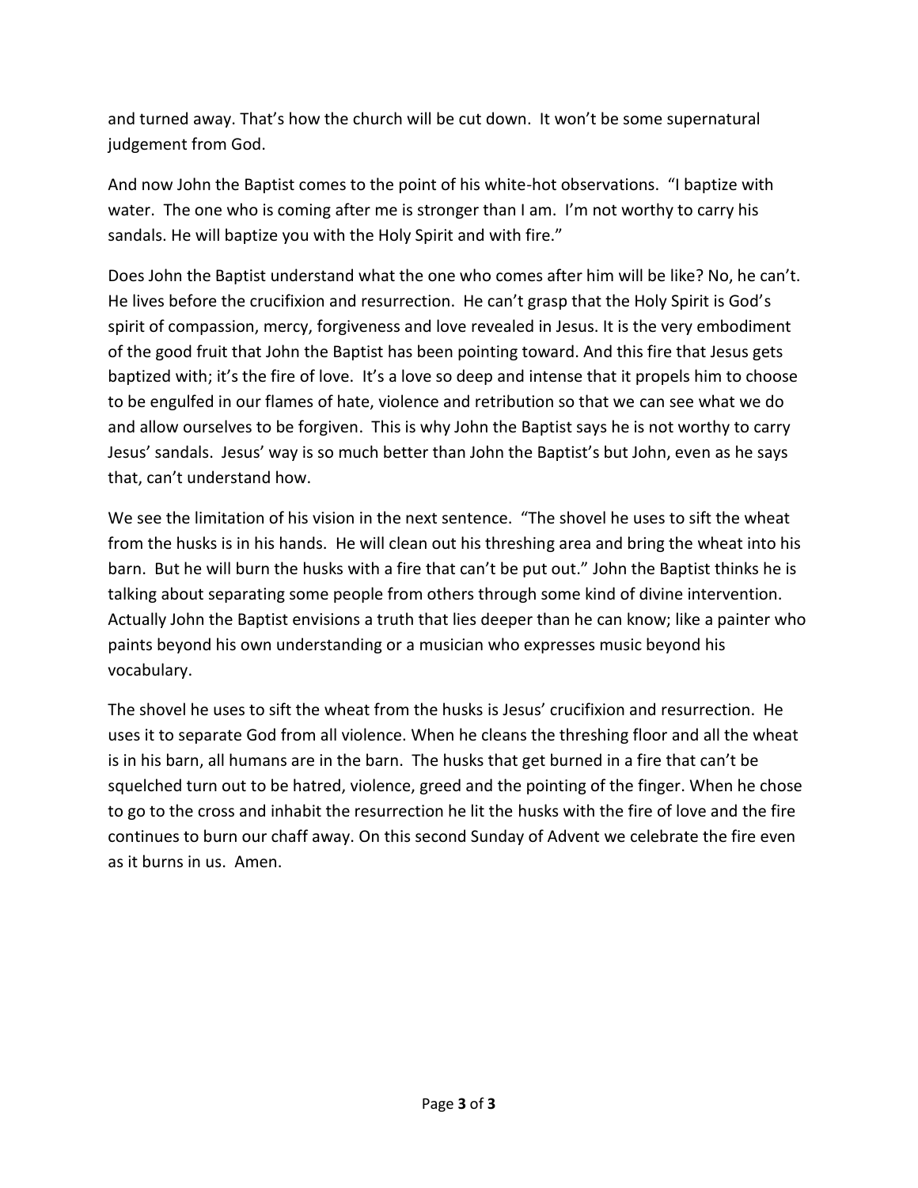and turned away. That's how the church will be cut down. It won't be some supernatural judgement from God.

And now John the Baptist comes to the point of his white-hot observations. "I baptize with water. The one who is coming after me is stronger than I am. I'm not worthy to carry his sandals. He will baptize you with the Holy Spirit and with fire."

Does John the Baptist understand what the one who comes after him will be like? No, he can't. He lives before the crucifixion and resurrection. He can't grasp that the Holy Spirit is God's spirit of compassion, mercy, forgiveness and love revealed in Jesus. It is the very embodiment of the good fruit that John the Baptist has been pointing toward. And this fire that Jesus gets baptized with; it's the fire of love. It's a love so deep and intense that it propels him to choose to be engulfed in our flames of hate, violence and retribution so that we can see what we do and allow ourselves to be forgiven. This is why John the Baptist says he is not worthy to carry Jesus' sandals. Jesus' way is so much better than John the Baptist's but John, even as he says that, can't understand how.

We see the limitation of his vision in the next sentence. "The shovel he uses to sift the wheat from the husks is in his hands. He will clean out his threshing area and bring the wheat into his barn. But he will burn the husks with a fire that can't be put out." John the Baptist thinks he is talking about separating some people from others through some kind of divine intervention. Actually John the Baptist envisions a truth that lies deeper than he can know; like a painter who paints beyond his own understanding or a musician who expresses music beyond his vocabulary.

The shovel he uses to sift the wheat from the husks is Jesus' crucifixion and resurrection. He uses it to separate God from all violence. When he cleans the threshing floor and all the wheat is in his barn, all humans are in the barn. The husks that get burned in a fire that can't be squelched turn out to be hatred, violence, greed and the pointing of the finger. When he chose to go to the cross and inhabit the resurrection he lit the husks with the fire of love and the fire continues to burn our chaff away. On this second Sunday of Advent we celebrate the fire even as it burns in us. Amen.